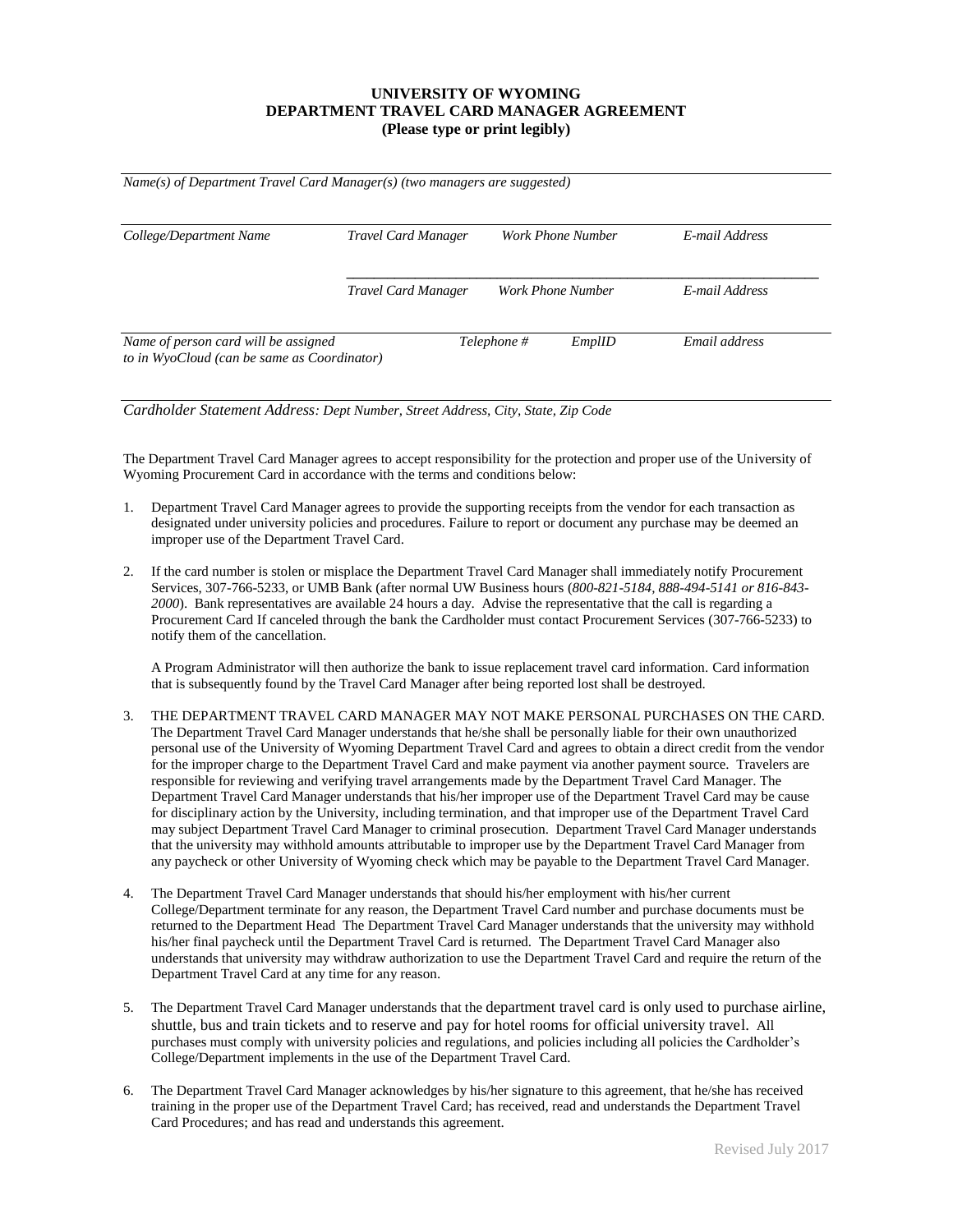**UNIVERSITY OF WYOMING**
**DEPARTMENT TRAVEL CARD MANAGER AGREEMENT**
**(Please type or print legibly)**

---

*Name(s) of Department Travel Card Manager(s) (two managers are suggested)*

---

| *College/Department Name* | *Travel Card Manager* | *Work Phone Number* | *E-mail Address* |
|---|---|---|---|
| | *Travel Card Manager* | *Work Phone Number* | *E-mail Address* |

---

| *Name of person card will be assigned to in WyoCloud (can be same as Coordinator)* | *Telephone #* | *EmplID* | *Email address* |
|---|---|---|---|

---

*Cardholder Statement Address: Dept Number, Street Address, City, State, Zip Code*

The Department Travel Card Manager agrees to accept responsibility for the protection and proper use of the University of Wyoming Procurement Card in accordance with the terms and conditions below:

1. Department Travel Card Manager agrees to provide the supporting receipts from the vendor for each transaction as designated under university policies and procedures. Failure to report or document any purchase may be deemed an improper use of the Department Travel Card.

2. If the card number is stolen or misplace the Department Travel Card Manager shall immediately notify Procurement Services, 307-766-5233, or UMB Bank (after normal UW Business hours (*800-821-5184, 888-494-5141 or 816-843-2000*). Bank representatives are available 24 hours a day. Advise the representative that the call is regarding a Procurement Card If canceled through the bank the Cardholder must contact Procurement Services (307-766-5233) to notify them of the cancellation.

   A Program Administrator will then authorize the bank to issue replacement travel card information. Card information that is subsequently found by the Travel Card Manager after being reported lost shall be destroyed.

3. THE DEPARTMENT TRAVEL CARD MANAGER MAY NOT MAKE PERSONAL PURCHASES ON THE CARD. The Department Travel Card Manager understands that he/she shall be personally liable for their own unauthorized personal use of the University of Wyoming Department Travel Card and agrees to obtain a direct credit from the vendor for the improper charge to the Department Travel Card and make payment via another payment source. Travelers are responsible for reviewing and verifying travel arrangements made by the Department Travel Card Manager. The Department Travel Card Manager understands that his/her improper use of the Department Travel Card may be cause for disciplinary action by the University, including termination, and that improper use of the Department Travel Card may subject Department Travel Card Manager to criminal prosecution. Department Travel Card Manager understands that the university may withhold amounts attributable to improper use by the Department Travel Card Manager from any paycheck or other University of Wyoming check which may be payable to the Department Travel Card Manager.

4. The Department Travel Card Manager understands that should his/her employment with his/her current College/Department terminate for any reason, the Department Travel Card number and purchase documents must be returned to the Department Head The Department Travel Card Manager understands that the university may withhold his/her final paycheck until the Department Travel Card is returned. The Department Travel Card Manager also understands that university may withdraw authorization to use the Department Travel Card and require the return of the Department Travel Card at any time for any reason.

5. The Department Travel Card Manager understands that the department travel card is only used to purchase airline, shuttle, bus and train tickets and to reserve and pay for hotel rooms for official university travel. All purchases must comply with university policies and regulations, and policies including all policies the Cardholder's College/Department implements in the use of the Department Travel Card.

6. The Department Travel Card Manager acknowledges by his/her signature to this agreement, that he/she has received training in the proper use of the Department Travel Card; has received, read and understands the Department Travel Card Procedures; and has read and understands this agreement.

Revised July 2017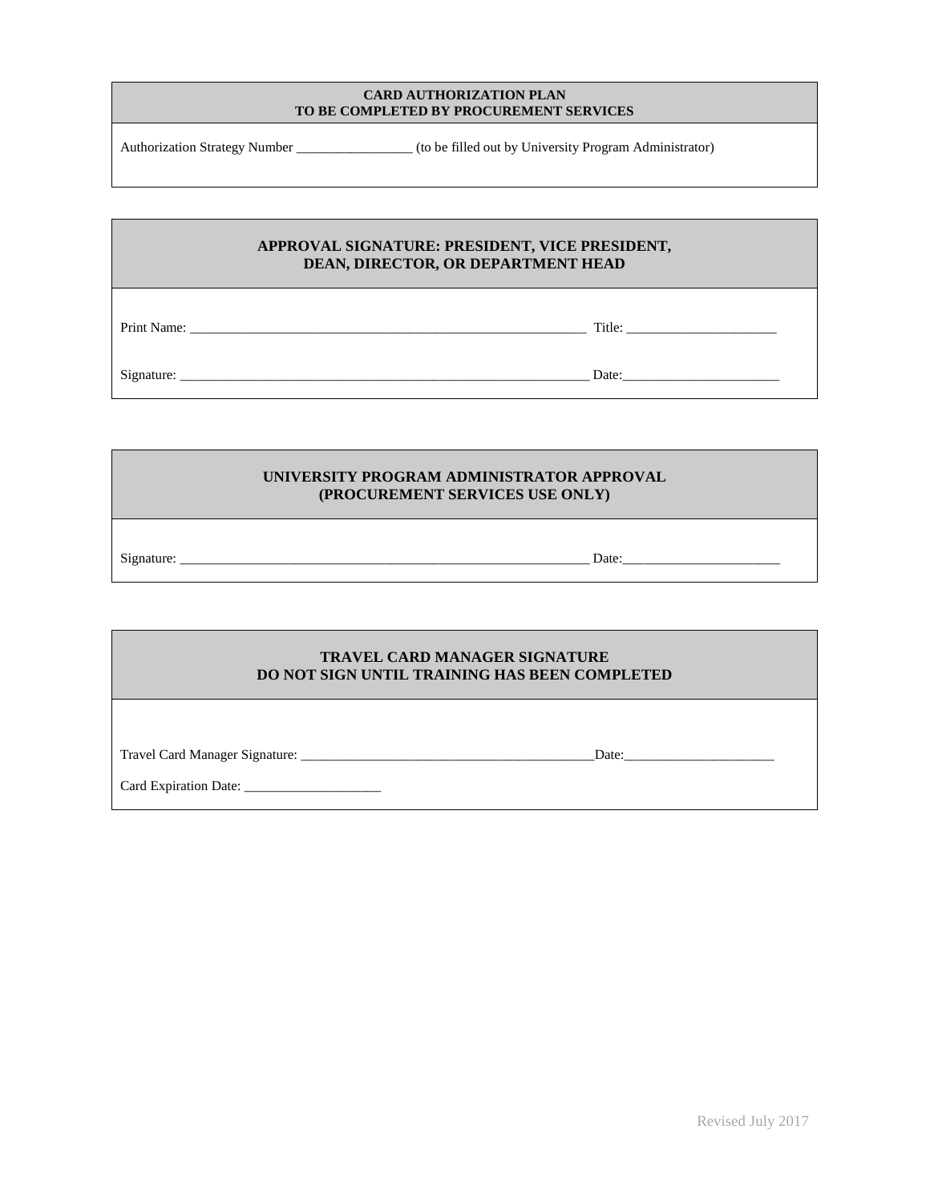**CARD AUTHORIZATION PLAN**
**TO BE COMPLETED BY PROCUREMENT SERVICES**

Authorization Strategy Number _________________ (to be filled out by University Program Administrator)

**APPROVAL SIGNATURE: PRESIDENT, VICE PRESIDENT, DEAN, DIRECTOR, OR DEPARTMENT HEAD**

Print Name: ____________________________________________________________ Title: ______________________

Signature: _______________________________________________________________ Date:_______________________

**UNIVERSITY PROGRAM ADMINISTRATOR APPROVAL (PROCUREMENT SERVICES USE ONLY)**

Signature: _______________________________________________________________ Date:_______________________

**TRAVEL CARD MANAGER SIGNATURE**
**DO NOT SIGN UNTIL TRAINING HAS BEEN COMPLETED**

Travel Card Manager Signature: ____________________________________________Date:______________________

Card Expiration Date: ____________________

Revised July 2017